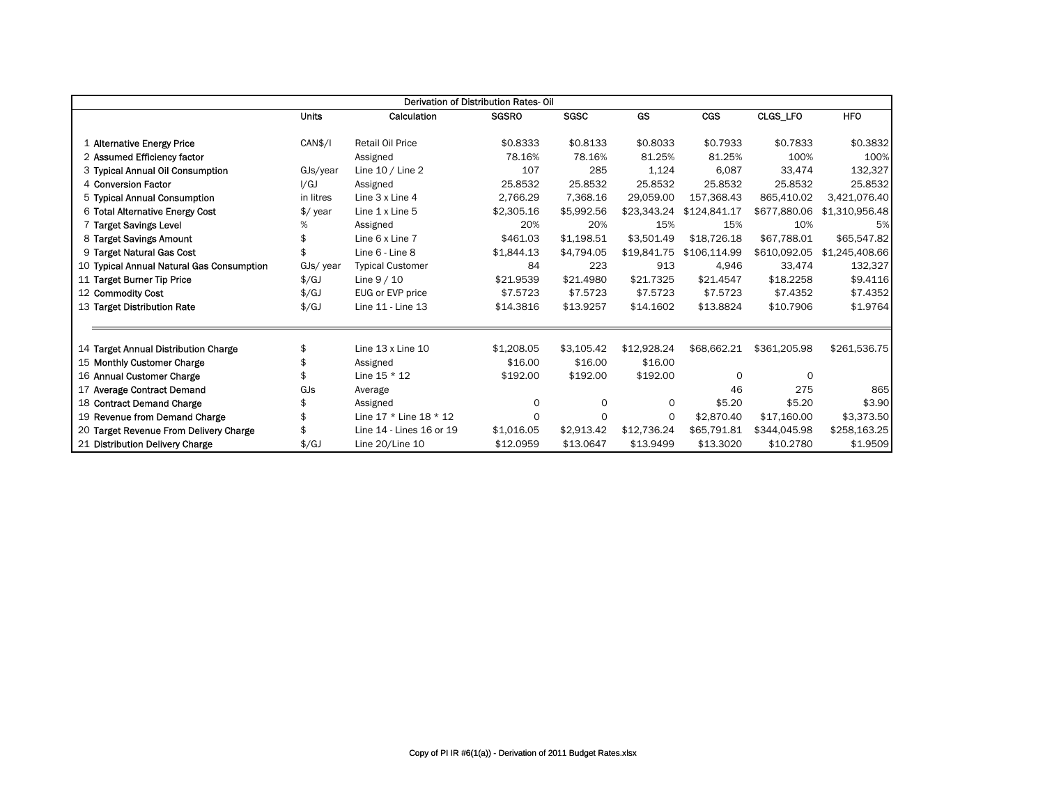| Derivation of Distribution Rates- Oil | | | | | | | | |
|---|---|---|---|---|---|---|---|---|
| | Units | Calculation | SGSRO | SGSC | GS | CGS | CLGS_LFO | HFO |
| 1 Alternative Energy Price | CAN$/l | Retail Oil Price | $0.8333 | $0.8133 | $0.8033 | $0.7933 | $0.7833 | $0.3832 |
| 2 Assumed Efficiency factor | | Assigned | 78.16% | 78.16% | 81.25% | 81.25% | 100% | 100% |
| 3 Typical Annual Oil Consumption | GJs/year | Line 10 / Line 2 | 107 | 285 | 1,124 | 6,087 | 33,474 | 132,327 |
| 4 Conversion Factor | l/GJ | Assigned | 25.8532 | 25.8532 | 25.8532 | 25.8532 | 25.8532 | 25.8532 |
| 5 Typical Annual Consumption | in litres | Line 3 x Line 4 | 2,766.29 | 7,368.16 | 29,059.00 | 157,368.43 | 865,410.02 | 3,421,076.40 |
| 6 Total Alternative Energy Cost | $/ year | Line 1 x Line 5 | $2,305.16 | $5,992.56 | $23,343.24 | $124,841.17 | $677,880.06 | $1,310,956.48 |
| 7 Target Savings Level | % | Assigned | 20% | 20% | 15% | 15% | 10% | 5% |
| 8 Target Savings Amount | $ | Line 6 x Line 7 | $461.03 | $1,198.51 | $3,501.49 | $18,726.18 | $67,788.01 | $65,547.82 |
| 9 Target Natural Gas Cost | $ | Line 6 - Line 8 | $1,844.13 | $4,794.05 | $19,841.75 | $106,114.99 | $610,092.05 | $1,245,408.66 |
| 10 Typical Annual Natural Gas Consumption | GJs/ year | Typical Customer | 84 | 223 | 913 | 4,946 | 33,474 | 132,327 |
| 11 Target Burner Tip Price | $/GJ | Line 9 / 10 | $21.9539 | $21.4980 | $21.7325 | $21.4547 | $18.2258 | $9.4116 |
| 12 Commodity Cost | $/GJ | EUG or EVP price | $7.5723 | $7.5723 | $7.5723 | $7.5723 | $7.4352 | $7.4352 |
| 13 Target Distribution Rate | $/GJ | Line 11 - Line 13 | $14.3816 | $13.9257 | $14.1602 | $13.8824 | $10.7906 | $1.9764 |
| 14 Target Annual Distribution Charge | $ | Line 13 x Line 10 | $1,208.05 | $3,105.42 | $12,928.24 | $68,662.21 | $361,205.98 | $261,536.75 |
| 15 Monthly Customer Charge | $ | Assigned | $16.00 | $16.00 | $16.00 | | | |
| 16 Annual Customer Charge | $ | Line 15 * 12 | $192.00 | $192.00 | $192.00 | 0 | 0 | |
| 17 Average Contract Demand | GJs | Average | | | | 46 | 275 | 865 |
| 18 Contract Demand Charge | $ | Assigned | 0 | 0 | 0 | $5.20 | $5.20 | $3.90 |
| 19 Revenue from Demand Charge | $ | Line 17 * Line 18 * 12 | 0 | 0 | 0 | $2,870.40 | $17,160.00 | $3,373.50 |
| 20 Target Revenue From Delivery Charge | $ | Line 14 - Lines 16 or 19 | $1,016.05 | $2,913.42 | $12,736.24 | $65,791.81 | $344,045.98 | $258,163.25 |
| 21 Distribution Delivery Charge | $/GJ | Line 20/Line 10 | $12.0959 | $13.0647 | $13.9499 | $13.3020 | $10.2780 | $1.9509 |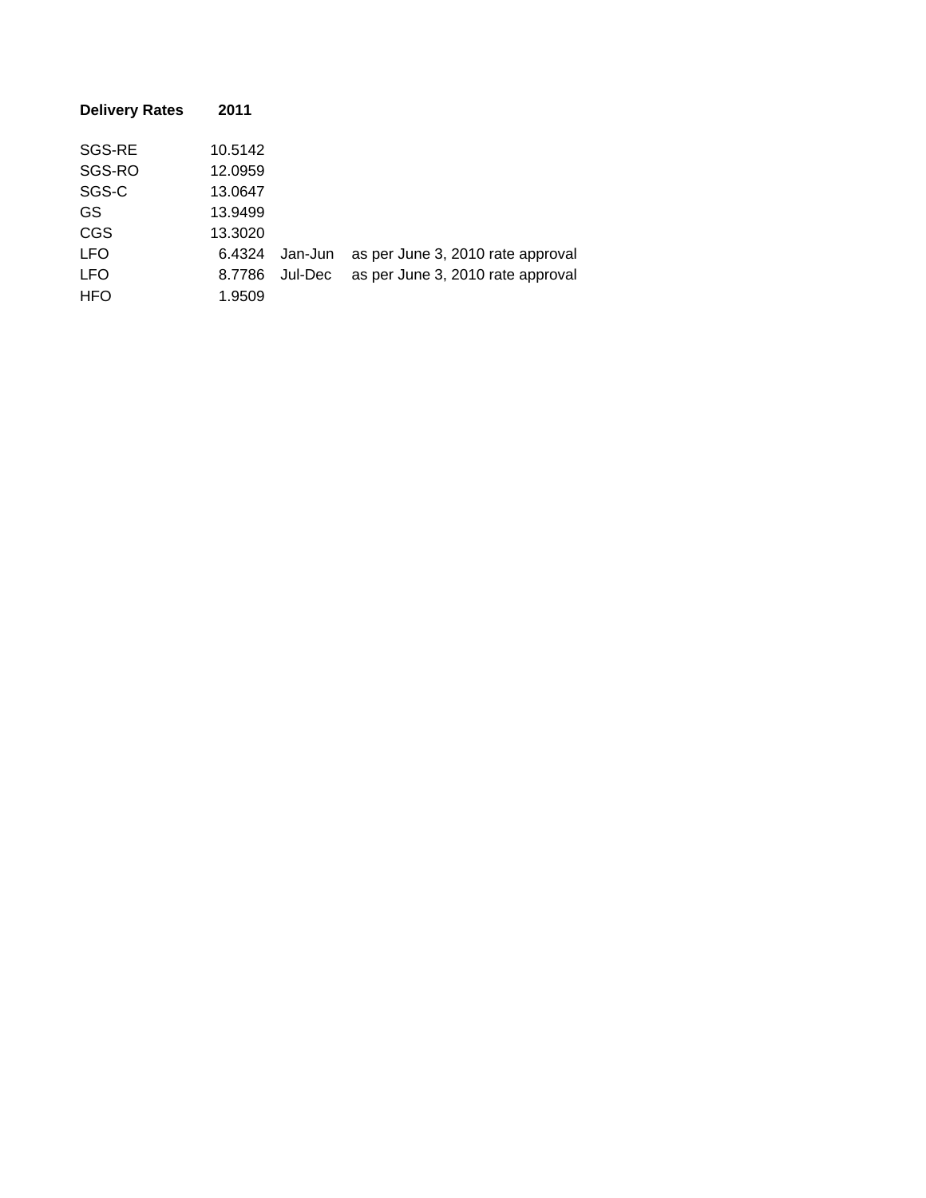| Delivery Rates | 2011 | | |
| --- | --- | --- | --- |
| SGS-RE | 10.5142 | | |
| SGS-RO | 12.0959 | | |
| SGS-C | 13.0647 | | |
| GS | 13.9499 | | |
| CGS | 13.3020 | | |
| LFO | 6.4324 | Jan-Jun | as per June 3, 2010 rate approval |
| LFO | 8.7786 | Jul-Dec | as per June 3, 2010 rate approval |
| HFO | 1.9509 | | |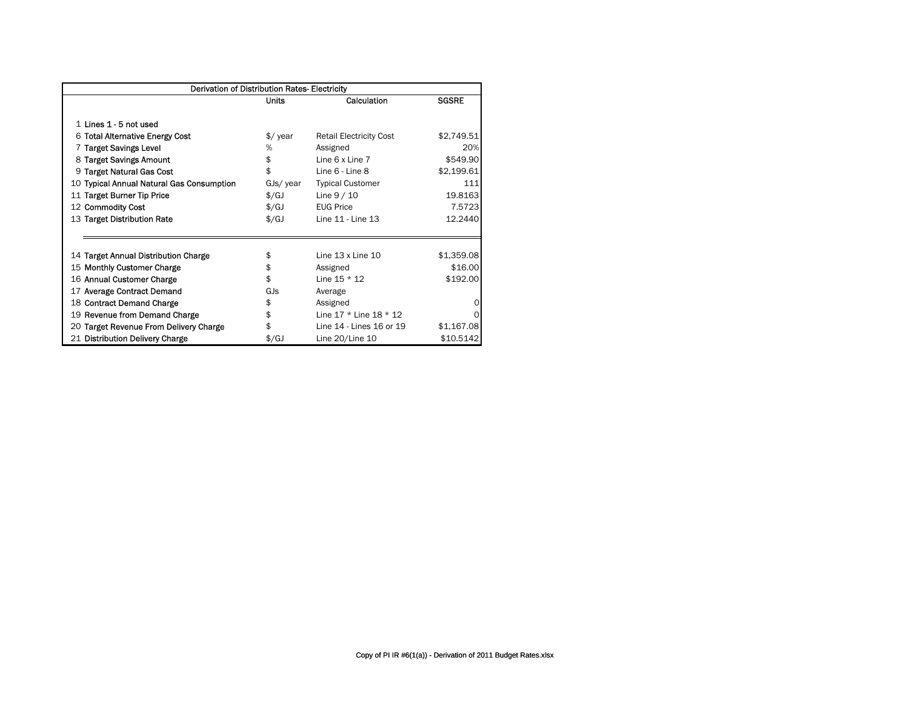| Derivation of Distribution Rates- Electricity | | | | |
|---|---|---|---|---|
| | | Units | Calculation | SGSRE |
| 1 | Lines 1 - 5 not used | | | |
| 6 | Total Alternative Energy Cost | $/ year | Retail Electricity Cost | $2,749.51 |
| 7 | Target Savings Level | % | Assigned | 20% |
| 8 | Target Savings Amount | $ | Line 6 x Line 7 | $549.90 |
| 9 | Target Natural Gas Cost | $ | Line 6 - Line 8 | $2,199.61 |
| 10 | Typical Annual Natural Gas Consumption | GJs/ year | Typical Customer | 111 |
| 11 | Target Burner Tip Price | $/GJ | Line 9 / 10 | 19.8163 |
| 12 | Commodity Cost | $/GJ | EUG Price | 7.5723 |
| 13 | Target Distribution Rate | $/GJ | Line 11 - Line 13 | 12.2440 |
| 14 | Target Annual Distribution Charge | $ | Line 13 x Line 10 | $1,359.08 |
| 15 | Monthly Customer Charge | $ | Assigned | $16.00 |
| 16 | Annual Customer Charge | $ | Line 15 * 12 | $192.00 |
| 17 | Average Contract Demand | GJs | Average | |
| 18 | Contract Demand Charge | $ | Assigned | 0 |
| 19 | Revenue from Demand Charge | $ | Line 17 * Line 18 * 12 | 0 |
| 20 | Target Revenue From Delivery Charge | $ | Line 14 - Lines 16 or 19 | $1,167.08 |
| 21 | Distribution Delivery Charge | $/GJ | Line 20/Line 10 | $10.5142 |

Copy of PI IR #6(1(a)) - Derivation of 2011 Budget Rates.xlsx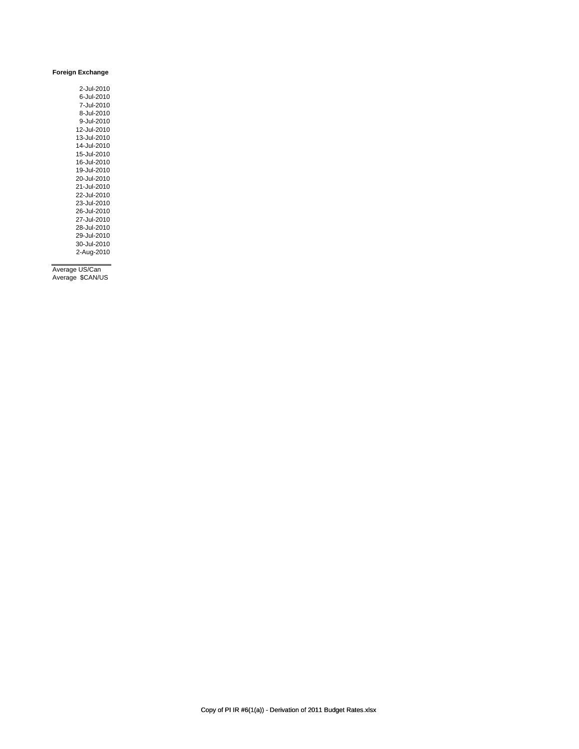**Foreign Exchange**

| |
|---|
| 2-Jul-2010 |
| 6-Jul-2010 |
| 7-Jul-2010 |
| 8-Jul-2010 |
| 9-Jul-2010 |
| 12-Jul-2010 |
| 13-Jul-2010 |
| 14-Jul-2010 |
| 15-Jul-2010 |
| 16-Jul-2010 |
| 19-Jul-2010 |
| 20-Jul-2010 |
| 21-Jul-2010 |
| 22-Jul-2010 |
| 23-Jul-2010 |
| 26-Jul-2010 |
| 27-Jul-2010 |
| 28-Jul-2010 |
| 29-Jul-2010 |
| 30-Jul-2010 |
| 2-Aug-2010 |

Average US/Can
Average $CAN/US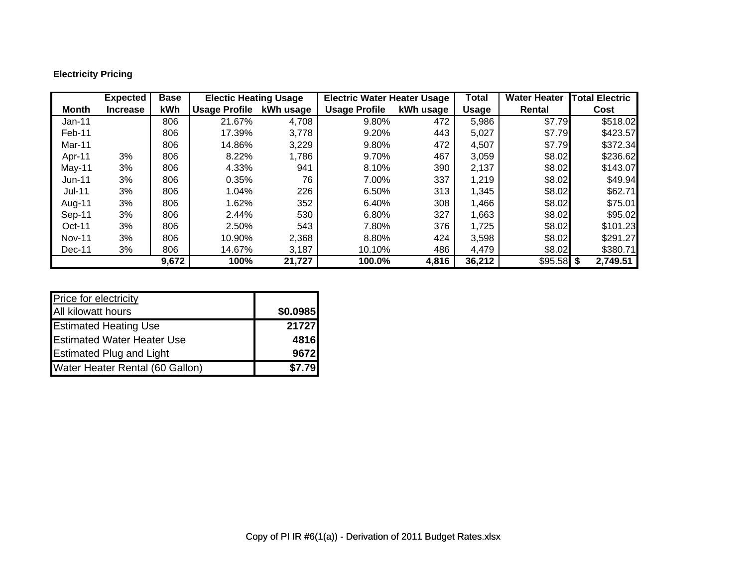**Electricity Pricing**

| Month | Expected Increase | Base kWh | Electic Heating Usage |  | Electric Water Heater Usage |  | Total Usage | Water Heater Rental | Total Electric Cost |
|---|---|---|---|---|---|---|---|---|---|
|  |  |  | Usage Profile | kWh usage | Usage Profile | kWh usage |  |  |  |
| Jan-11 |  | 806 | 21.67% | 4,708 | 9.80% | 472 | 5,986 | $7.79 | $518.02 |
| Feb-11 |  | 806 | 17.39% | 3,778 | 9.20% | 443 | 5,027 | $7.79 | $423.57 |
| Mar-11 |  | 806 | 14.86% | 3,229 | 9.80% | 472 | 4,507 | $7.79 | $372.34 |
| Apr-11 | 3% | 806 | 8.22% | 1,786 | 9.70% | 467 | 3,059 | $8.02 | $236.62 |
| May-11 | 3% | 806 | 4.33% | 941 | 8.10% | 390 | 2,137 | $8.02 | $143.07 |
| Jun-11 | 3% | 806 | 0.35% | 76 | 7.00% | 337 | 1,219 | $8.02 | $49.94 |
| Jul-11 | 3% | 806 | 1.04% | 226 | 6.50% | 313 | 1,345 | $8.02 | $62.71 |
| Aug-11 | 3% | 806 | 1.62% | 352 | 6.40% | 308 | 1,466 | $8.02 | $75.01 |
| Sep-11 | 3% | 806 | 2.44% | 530 | 6.80% | 327 | 1,663 | $8.02 | $95.02 |
| Oct-11 | 3% | 806 | 2.50% | 543 | 7.80% | 376 | 1,725 | $8.02 | $101.23 |
| Nov-11 | 3% | 806 | 10.90% | 2,368 | 8.80% | 424 | 3,598 | $8.02 | $291.27 |
| Dec-11 | 3% | 806 | 14.67% | 3,187 | 10.10% | 486 | 4,479 | $8.02 | $380.71 |
|  |  | **9,672** | **100%** | **21,727** | **100.0%** | **4,816** | **36,212** | $95.58 | **$ 2,749.51** |

| | |
|---|---|
| Price for electricity | |
| All kilowatt hours | **$0.0985** |
| Estimated Heating Use | **21727** |
| Estimated Water Heater Use | **4816** |
| Estimated Plug and Light | **9672** |
| Water Heater Rental (60 Gallon) | **$7.79** |

Copy of PI IR #6(1(a)) - Derivation of 2011 Budget Rates.xlsx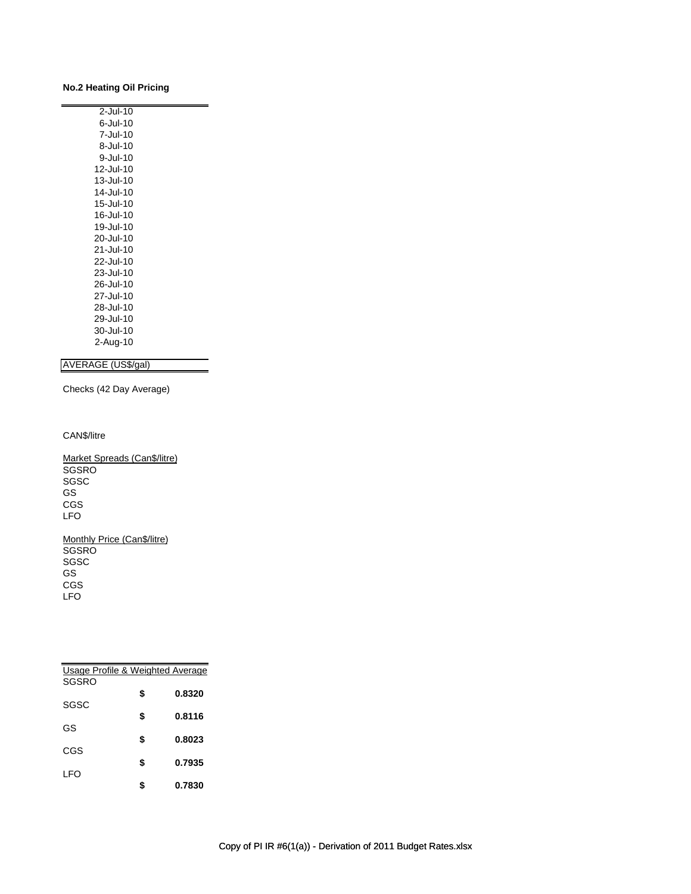**No.2 Heating Oil Pricing**

| |
|---|
| 2-Jul-10 |
| 6-Jul-10 |
| 7-Jul-10 |
| 8-Jul-10 |
| 9-Jul-10 |
| 12-Jul-10 |
| 13-Jul-10 |
| 14-Jul-10 |
| 15-Jul-10 |
| 16-Jul-10 |
| 19-Jul-10 |
| 20-Jul-10 |
| 21-Jul-10 |
| 22-Jul-10 |
| 23-Jul-10 |
| 26-Jul-10 |
| 27-Jul-10 |
| 28-Jul-10 |
| 29-Jul-10 |
| 30-Jul-10 |
| 2-Aug-10 |
| AVERAGE (US$/gal) |

Checks (42 Day Average)

CAN$/litre

Market Spreads (Can$/litre)
SGSRO
SGSC
GS
CGS
LFO

Monthly Price (Can$/litre)
SGSRO
SGSC
GS
CGS
LFO

| Usage Profile & Weighted Average | | |
|---|---|---|
| SGSRO | | |
| | $ | 0.8320 |
| SGSC | | |
| | $ | 0.8116 |
| GS | | |
| | $ | 0.8023 |
| CGS | | |
| | $ | 0.7935 |
| LFO | | |
| | $ | 0.7830 |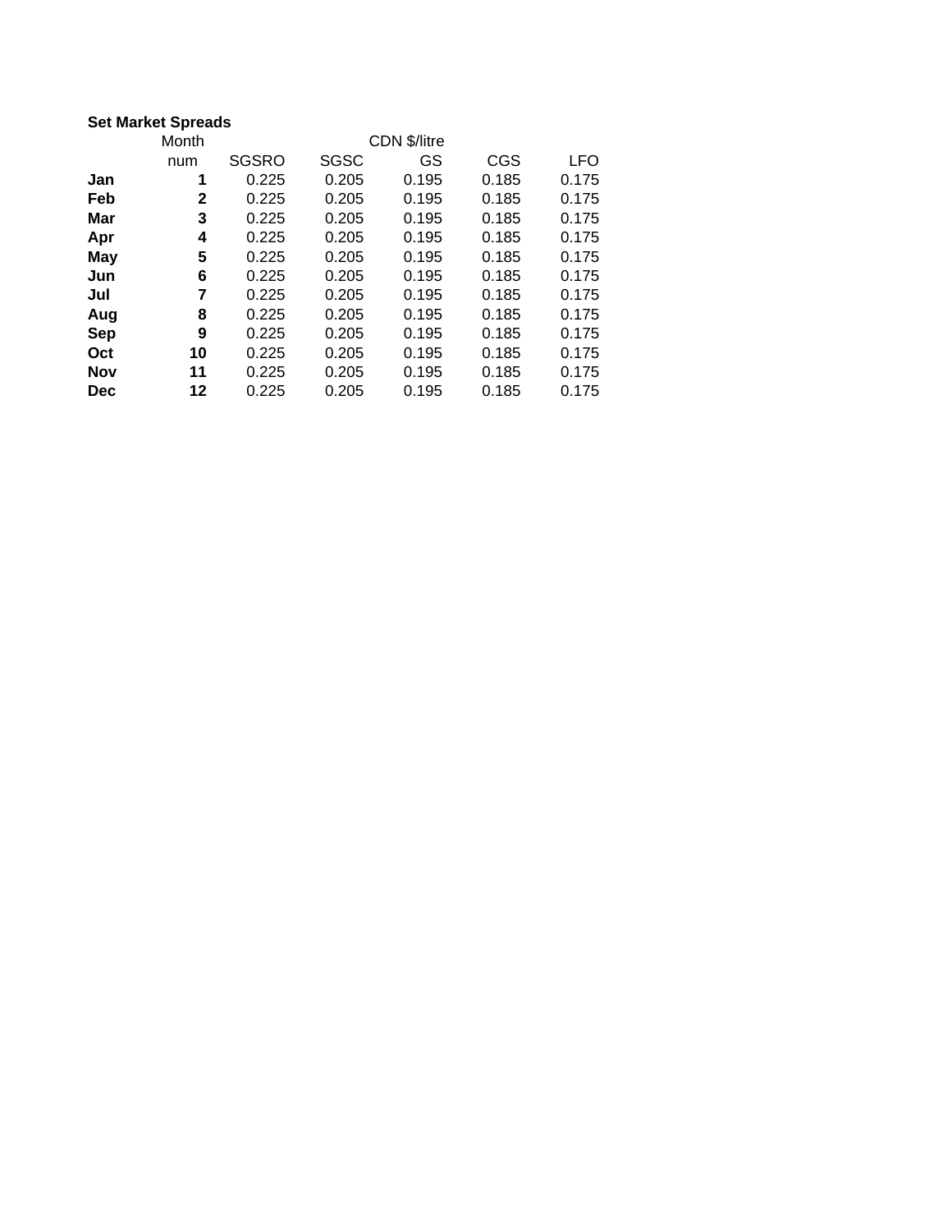**Set Market Spreads**

| | Month | | | CDN $/litre | | |
|---|---|---|---|---|---|---|
| | num | SGSRO | SGSC | GS | CGS | LFO |
| **Jan** | **1** | 0.225 | 0.205 | 0.195 | 0.185 | 0.175 |
| **Feb** | **2** | 0.225 | 0.205 | 0.195 | 0.185 | 0.175 |
| **Mar** | **3** | 0.225 | 0.205 | 0.195 | 0.185 | 0.175 |
| **Apr** | **4** | 0.225 | 0.205 | 0.195 | 0.185 | 0.175 |
| **May** | **5** | 0.225 | 0.205 | 0.195 | 0.185 | 0.175 |
| **Jun** | **6** | 0.225 | 0.205 | 0.195 | 0.185 | 0.175 |
| **Jul** | **7** | 0.225 | 0.205 | 0.195 | 0.185 | 0.175 |
| **Aug** | **8** | 0.225 | 0.205 | 0.195 | 0.185 | 0.175 |
| **Sep** | **9** | 0.225 | 0.205 | 0.195 | 0.185 | 0.175 |
| **Oct** | **10** | 0.225 | 0.205 | 0.195 | 0.185 | 0.175 |
| **Nov** | **11** | 0.225 | 0.205 | 0.195 | 0.185 | 0.175 |
| **Dec** | **12** | 0.225 | 0.205 | 0.195 | 0.185 | 0.175 |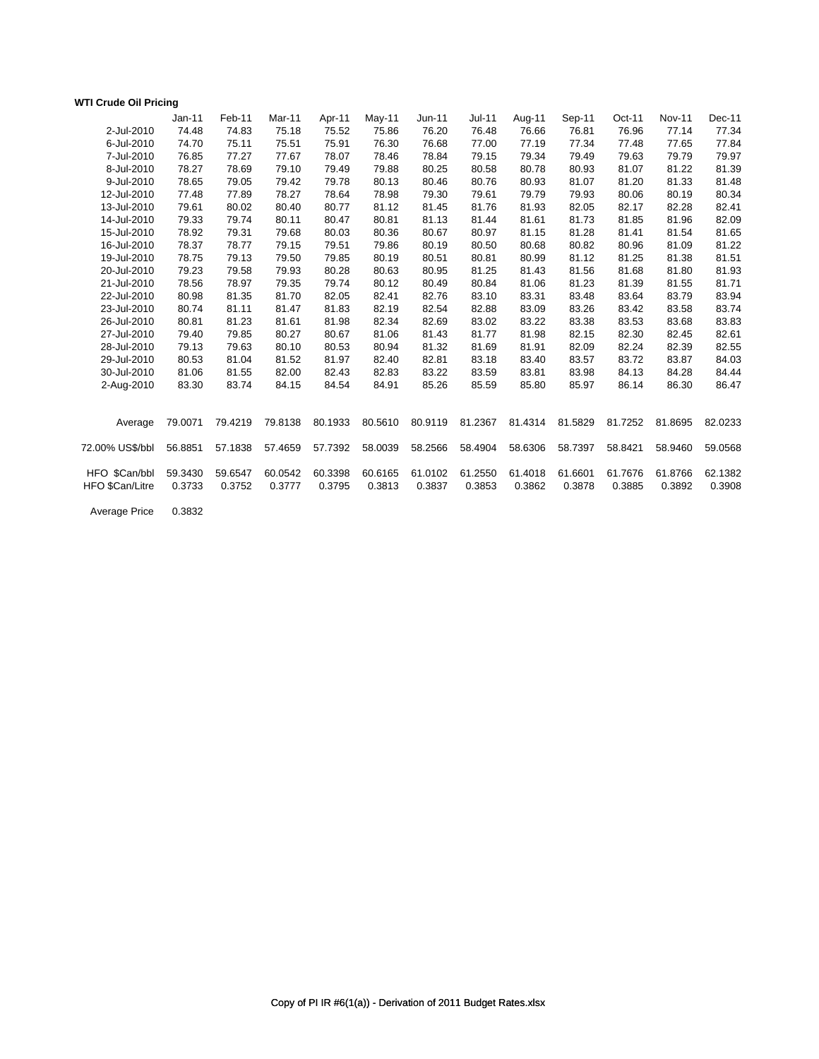**WTI Crude Oil Pricing**

| | Jan-11 | Feb-11 | Mar-11 | Apr-11 | May-11 | Jun-11 | Jul-11 | Aug-11 | Sep-11 | Oct-11 | Nov-11 | Dec-11 |
|---|---|---|---|---|---|---|---|---|---|---|---|---|
| 2-Jul-2010 | 74.48 | 74.83 | 75.18 | 75.52 | 75.86 | 76.20 | 76.48 | 76.66 | 76.81 | 76.96 | 77.14 | 77.34 |
| 6-Jul-2010 | 74.70 | 75.11 | 75.51 | 75.91 | 76.30 | 76.68 | 77.00 | 77.19 | 77.34 | 77.48 | 77.65 | 77.84 |
| 7-Jul-2010 | 76.85 | 77.27 | 77.67 | 78.07 | 78.46 | 78.84 | 79.15 | 79.34 | 79.49 | 79.63 | 79.79 | 79.97 |
| 8-Jul-2010 | 78.27 | 78.69 | 79.10 | 79.49 | 79.88 | 80.25 | 80.58 | 80.78 | 80.93 | 81.07 | 81.22 | 81.39 |
| 9-Jul-2010 | 78.65 | 79.05 | 79.42 | 79.78 | 80.13 | 80.46 | 80.76 | 80.93 | 81.07 | 81.20 | 81.33 | 81.48 |
| 12-Jul-2010 | 77.48 | 77.89 | 78.27 | 78.64 | 78.98 | 79.30 | 79.61 | 79.79 | 79.93 | 80.06 | 80.19 | 80.34 |
| 13-Jul-2010 | 79.61 | 80.02 | 80.40 | 80.77 | 81.12 | 81.45 | 81.76 | 81.93 | 82.05 | 82.17 | 82.28 | 82.41 |
| 14-Jul-2010 | 79.33 | 79.74 | 80.11 | 80.47 | 80.81 | 81.13 | 81.44 | 81.61 | 81.73 | 81.85 | 81.96 | 82.09 |
| 15-Jul-2010 | 78.92 | 79.31 | 79.68 | 80.03 | 80.36 | 80.67 | 80.97 | 81.15 | 81.28 | 81.41 | 81.54 | 81.65 |
| 16-Jul-2010 | 78.37 | 78.77 | 79.15 | 79.51 | 79.86 | 80.19 | 80.50 | 80.68 | 80.82 | 80.96 | 81.09 | 81.22 |
| 19-Jul-2010 | 78.75 | 79.13 | 79.50 | 79.85 | 80.19 | 80.51 | 80.81 | 80.99 | 81.12 | 81.25 | 81.38 | 81.51 |
| 20-Jul-2010 | 79.23 | 79.58 | 79.93 | 80.28 | 80.63 | 80.95 | 81.25 | 81.43 | 81.56 | 81.68 | 81.80 | 81.93 |
| 21-Jul-2010 | 78.56 | 78.97 | 79.35 | 79.74 | 80.12 | 80.49 | 80.84 | 81.06 | 81.23 | 81.39 | 81.55 | 81.71 |
| 22-Jul-2010 | 80.98 | 81.35 | 81.70 | 82.05 | 82.41 | 82.76 | 83.10 | 83.31 | 83.48 | 83.64 | 83.79 | 83.94 |
| 23-Jul-2010 | 80.74 | 81.11 | 81.47 | 81.83 | 82.19 | 82.54 | 82.88 | 83.09 | 83.26 | 83.42 | 83.58 | 83.74 |
| 26-Jul-2010 | 80.81 | 81.23 | 81.61 | 81.98 | 82.34 | 82.69 | 83.02 | 83.22 | 83.38 | 83.53 | 83.68 | 83.83 |
| 27-Jul-2010 | 79.40 | 79.85 | 80.27 | 80.67 | 81.06 | 81.43 | 81.77 | 81.98 | 82.15 | 82.30 | 82.45 | 82.61 |
| 28-Jul-2010 | 79.13 | 79.63 | 80.10 | 80.53 | 80.94 | 81.32 | 81.69 | 81.91 | 82.09 | 82.24 | 82.39 | 82.55 |
| 29-Jul-2010 | 80.53 | 81.04 | 81.52 | 81.97 | 82.40 | 82.81 | 83.18 | 83.40 | 83.57 | 83.72 | 83.87 | 84.03 |
| 30-Jul-2010 | 81.06 | 81.55 | 82.00 | 82.43 | 82.83 | 83.22 | 83.59 | 83.81 | 83.98 | 84.13 | 84.28 | 84.44 |
| 2-Aug-2010 | 83.30 | 83.74 | 84.15 | 84.54 | 84.91 | 85.26 | 85.59 | 85.80 | 85.97 | 86.14 | 86.30 | 86.47 |
| | | | | | | | | | | | | |
| Average | 79.0071 | 79.4219 | 79.8138 | 80.1933 | 80.5610 | 80.9119 | 81.2367 | 81.4314 | 81.5829 | 81.7252 | 81.8695 | 82.0233 |
| 72.00% US$/bbl | 56.8851 | 57.1838 | 57.4659 | 57.7392 | 58.0039 | 58.2566 | 58.4904 | 58.6306 | 58.7397 | 58.8421 | 58.9460 | 59.0568 |
| HFO $Can/bbl | 59.3430 | 59.6547 | 60.0542 | 60.3398 | 60.6165 | 61.0102 | 61.2550 | 61.4018 | 61.6601 | 61.7676 | 61.8766 | 62.1382 |
| HFO $Can/Litre | 0.3733 | 0.3752 | 0.3777 | 0.3795 | 0.3813 | 0.3837 | 0.3853 | 0.3862 | 0.3878 | 0.3885 | 0.3892 | 0.3908 |
| Average Price | 0.3832 | | | | | | | | | | | |

Copy of PI IR #6(1(a)) - Derivation of 2011 Budget Rates.xlsx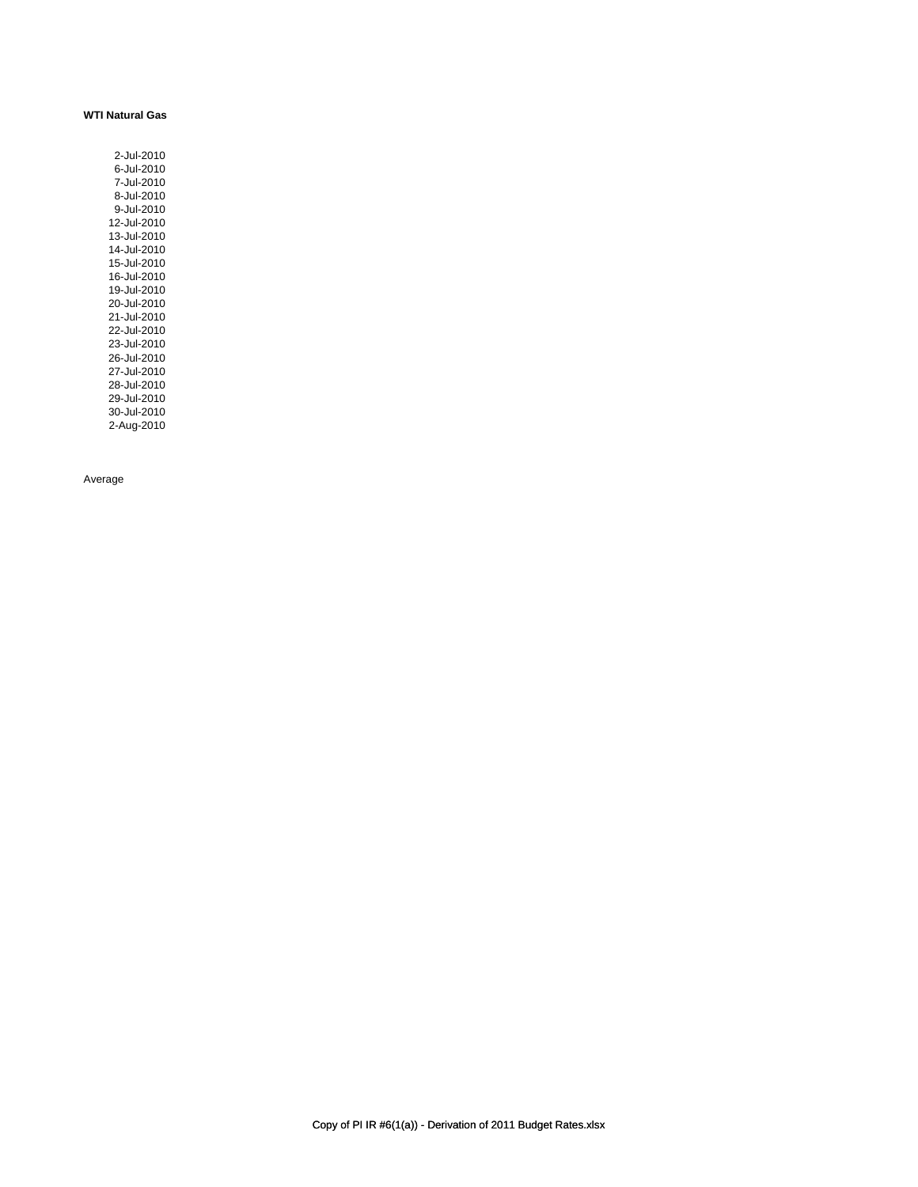**WTI Natural Gas**

2-Jul-2010
6-Jul-2010
7-Jul-2010
8-Jul-2010
9-Jul-2010
12-Jul-2010
13-Jul-2010
14-Jul-2010
15-Jul-2010
16-Jul-2010
19-Jul-2010
20-Jul-2010
21-Jul-2010
22-Jul-2010
23-Jul-2010
26-Jul-2010
27-Jul-2010
28-Jul-2010
29-Jul-2010
30-Jul-2010
2-Aug-2010

Average

Copy of PI IR #6(1(a)) - Derivation of 2011 Budget Rates.xlsx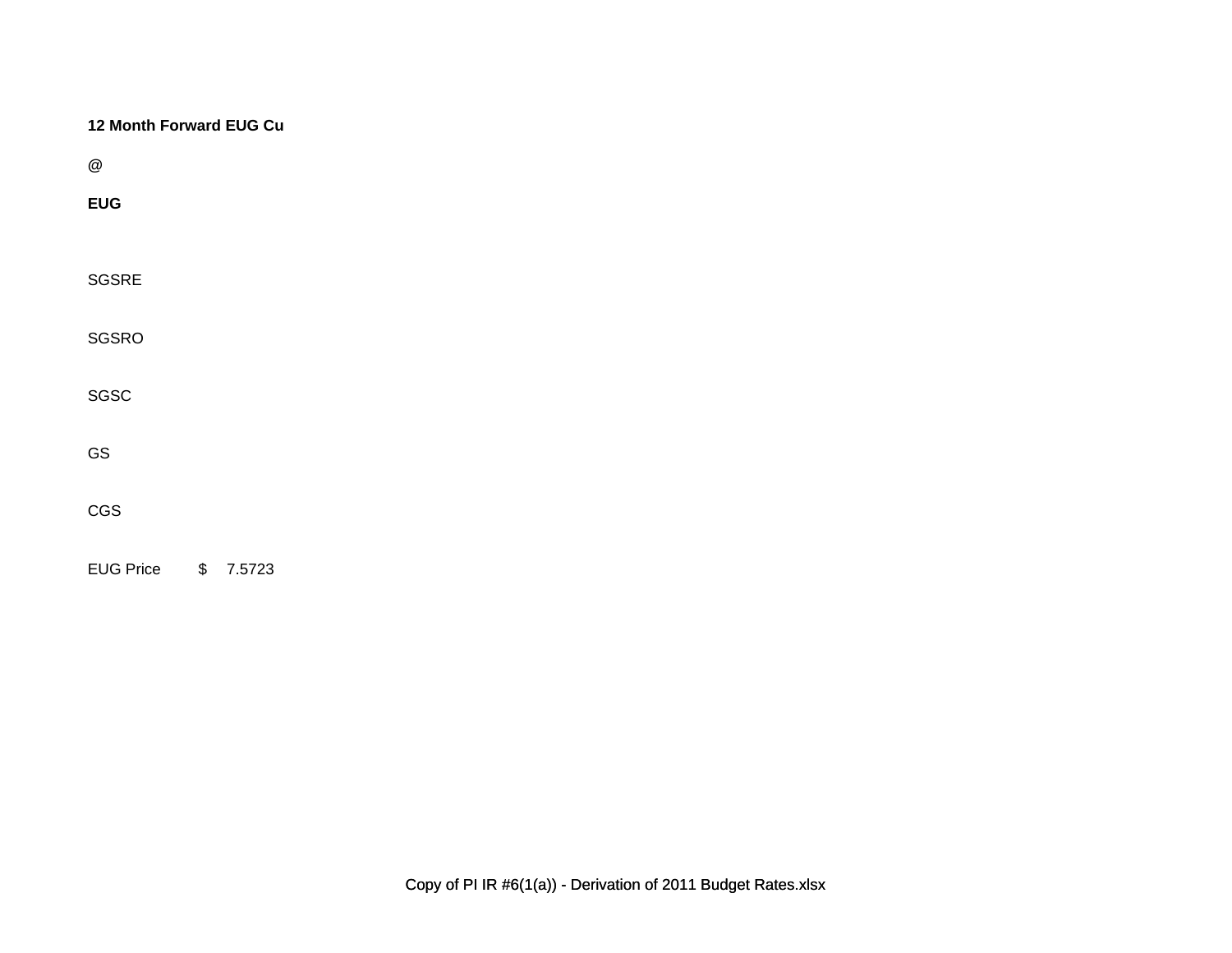**12 Month Forward EUG Cu**

**@**

**EUG**

SGSRE

SGSRO

SGSC

GS

CGS

EUG Price $ 7.5723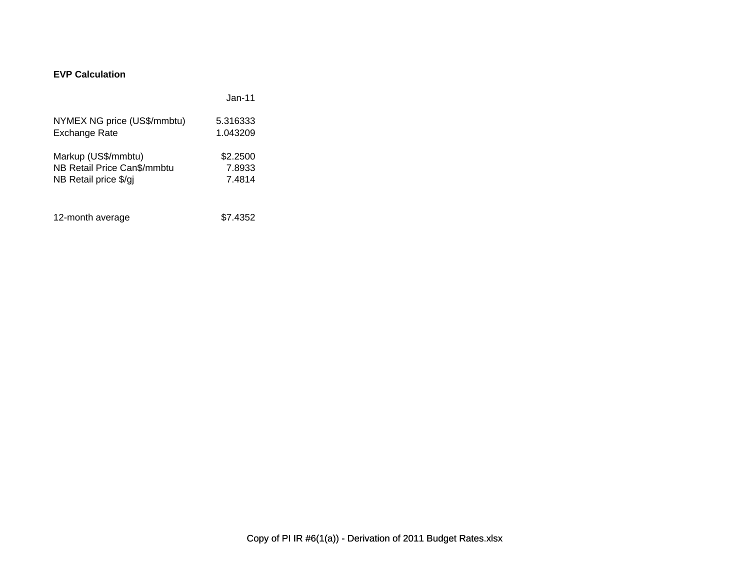**EVP Calculation**

| | Jan-11 |
|---|---|
| NYMEX NG price (US$/mmbtu) | 5.316333 |
| Exchange Rate | 1.043209 |
| Markup (US$/mmbtu) | $2.2500 |
| NB Retail Price Can$/mmbtu | 7.8933 |
| NB Retail price $/gj | 7.4814 |
| 12-month average | $7.4352 |

Copy of PI IR #6(1(a)) - Derivation of 2011 Budget Rates.xlsx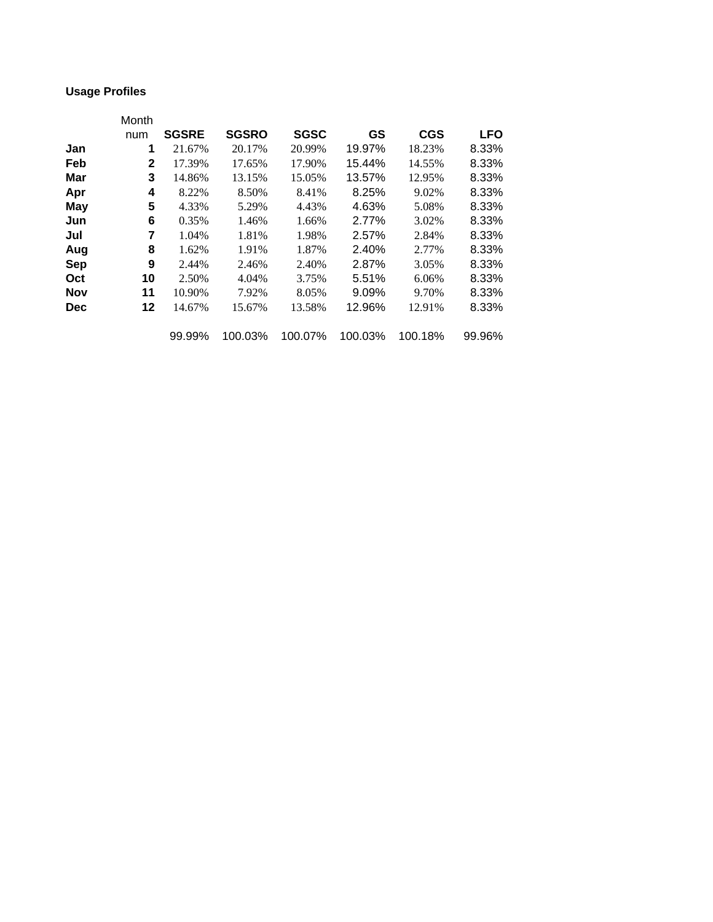**Usage Profiles**

| | Month num | SGSRE | SGSRO | SGSC | GS | CGS | LFO |
|---|---|---|---|---|---|---|---|
| **Jan** | **1** | 21.67% | 20.17% | 20.99% | 19.97% | 18.23% | 8.33% |
| **Feb** | **2** | 17.39% | 17.65% | 17.90% | 15.44% | 14.55% | 8.33% |
| **Mar** | **3** | 14.86% | 13.15% | 15.05% | 13.57% | 12.95% | 8.33% |
| **Apr** | **4** | 8.22% | 8.50% | 8.41% | 8.25% | 9.02% | 8.33% |
| **May** | **5** | 4.33% | 5.29% | 4.43% | 4.63% | 5.08% | 8.33% |
| **Jun** | **6** | 0.35% | 1.46% | 1.66% | 2.77% | 3.02% | 8.33% |
| **Jul** | **7** | 1.04% | 1.81% | 1.98% | 2.57% | 2.84% | 8.33% |
| **Aug** | **8** | 1.62% | 1.91% | 1.87% | 2.40% | 2.77% | 8.33% |
| **Sep** | **9** | 2.44% | 2.46% | 2.40% | 2.87% | 3.05% | 8.33% |
| **Oct** | **10** | 2.50% | 4.04% | 3.75% | 5.51% | 6.06% | 8.33% |
| **Nov** | **11** | 10.90% | 7.92% | 8.05% | 9.09% | 9.70% | 8.33% |
| **Dec** | **12** | 14.67% | 15.67% | 13.58% | 12.96% | 12.91% | 8.33% |
| | | 99.99% | 100.03% | 100.07% | 100.03% | 100.18% | 99.96% |